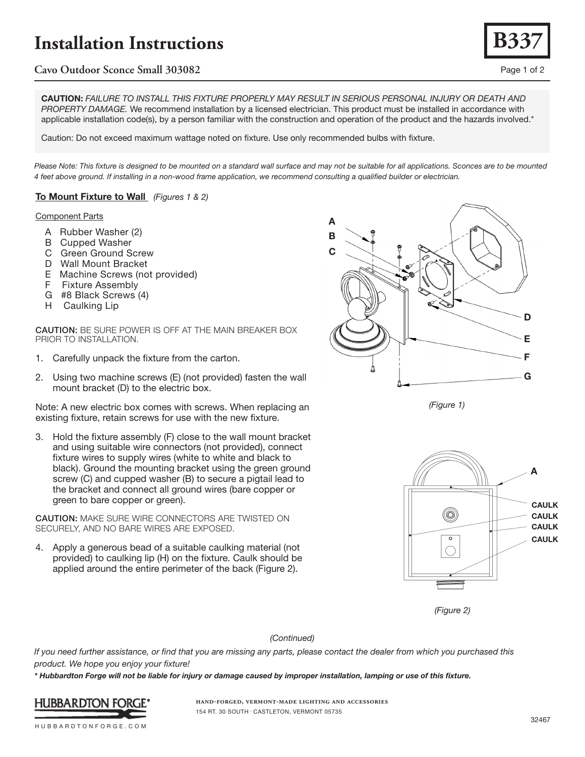# Installation Instructions

## Cavo Outdoor Sconce Small 303082

**B337**

**CAUTION:** *FAILURE TO INSTALL THIS FIXTURE PROPERLY MAY RESULT IN SERIOUS PERSONAL INJURY OR DEATH AND PROPERTY DAMAGE.* We recommend installation by a licensed electrician. This product must be installed in accordance with applicable installation code(s), by a person familiar with the construction and operation of the product and the hazards involved.*

Caution: Do not exceed maximum wattage noted on fixture. Use only recommended bulbs with fixture.

*Please Note: This fixture is designed to be mounted on a standard wall surface and may not be suitable for all applications. Sconces are to be mounted 4 feet above ground. If installing in a non-wood frame application, we recommend consulting a qualified builder or electrician.*

**To Mount Fixture to Wall** *(Figures 1 & 2)*

Component Parts

- A Rubber Washer (2)
- B Cupped Washer
- C Green Ground Screw
- D Wall Mount Bracket
- E Machine Screws (not provided)
- F Fixture Assembly
- G #8 Black Screws (4)
- H Caulking Lip

**CAUTION:** BE SURE POWER IS OFF AT THE MAIN BREAKER BOX PRIOR TO INSTALLATION.

1. Carefully unpack the fixture from the carton.
2. Using two machine screws (E) (not provided) fasten the wall mount bracket (D) to the electric box.

Note: A new electric box comes with screws. When replacing an existing fixture, retain screws for use with the new fixture.

3. Hold the fixture assembly (F) close to the wall mount bracket and using suitable wire connectors (not provided), connect fixture wires to supply wires (white to white and black to black). Ground the mounting bracket using the green ground screw (C) and cupped washer (B) to secure a pigtail lead to the bracket and connect all ground wires (bare copper or green to bare copper or green).

**CAUTION:** MAKE SURE WIRE CONNECTORS ARE TWISTED ON SECURELY, AND NO BARE WIRES ARE EXPOSED.

4. Apply a generous bead of a suitable caulking material (not provided) to caulking lip (H) on the fixture. Caulk should be applied around the entire perimeter of the back (Figure 2).

*(Figure 1)*

*(Figure 2)*

*(Continued)*

*If you need further assistance, or find that you are missing any parts, please contact the dealer from which you purchased this product. We hope you enjoy your fixture!*

***\* Hubbardton Forge will not be liable for injury or damage caused by improper installation, lamping or use of this fixture.***

HUBBARDTON FORGE®
HUBBARDTONFORGE.COM

HAND-FORGED, VERMONT-MADE LIGHTING AND ACCESSORIES
154 RT. 30 SOUTH · CASTLETON, VERMONT 05735

32467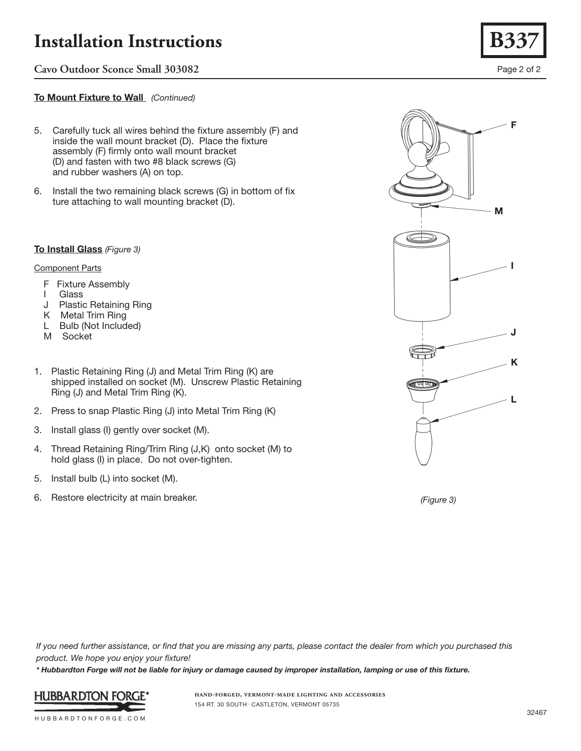# Installation Instructions

**Cavo Outdoor Sconce Small 303082**

**B337**

**To Mount Fixture to Wall** *(Continued)*

5. Carefully tuck all wires behind the fixture assembly (F) and inside the wall mount bracket (D). Place the fixture assembly (F) firmly onto wall mount bracket (D) and fasten with two #8 black screws (G) and rubber washers (A) on top.
6. Install the two remaining black screws (G) in bottom of fix ture attaching to wall mounting bracket (D).

**To Install Glass** *(Figure 3)*

Component Parts

- F Fixture Assembly
- I Glass
- J Plastic Retaining Ring
- K Metal Trim Ring
- L Bulb (Not Included)
- M Socket

1. Plastic Retaining Ring (J) and Metal Trim Ring (K) are shipped installed on socket (M). Unscrew Plastic Retaining Ring (J) and Metal Trim Ring (K).
2. Press to snap Plastic Ring (J) into Metal Trim Ring (K)
3. Install glass (I) gently over socket (M).
4. Thread Retaining Ring/Trim Ring (J,K) onto socket (M) to hold glass (I) in place. Do not over-tighten.
5. Install bulb (L) into socket (M).
6. Restore electricity at main breaker.

F
M
I
J
K
L

*(Figure 3)*

*If you need further assistance, or find that you are missing any parts, please contact the dealer from which you purchased this product. We hope you enjoy your fixture!*

***\* Hubbardton Forge will not be liable for injury or damage caused by improper installation, lamping or use of this fixture.***

HUBBARDTON FORGE®
HUBBARDTONFORGE.COM

HAND-FORGED, VERMONT-MADE LIGHTING AND ACCESSORIES
154 RT. 30 SOUTH • CASTLETON, VERMONT 05735

32467